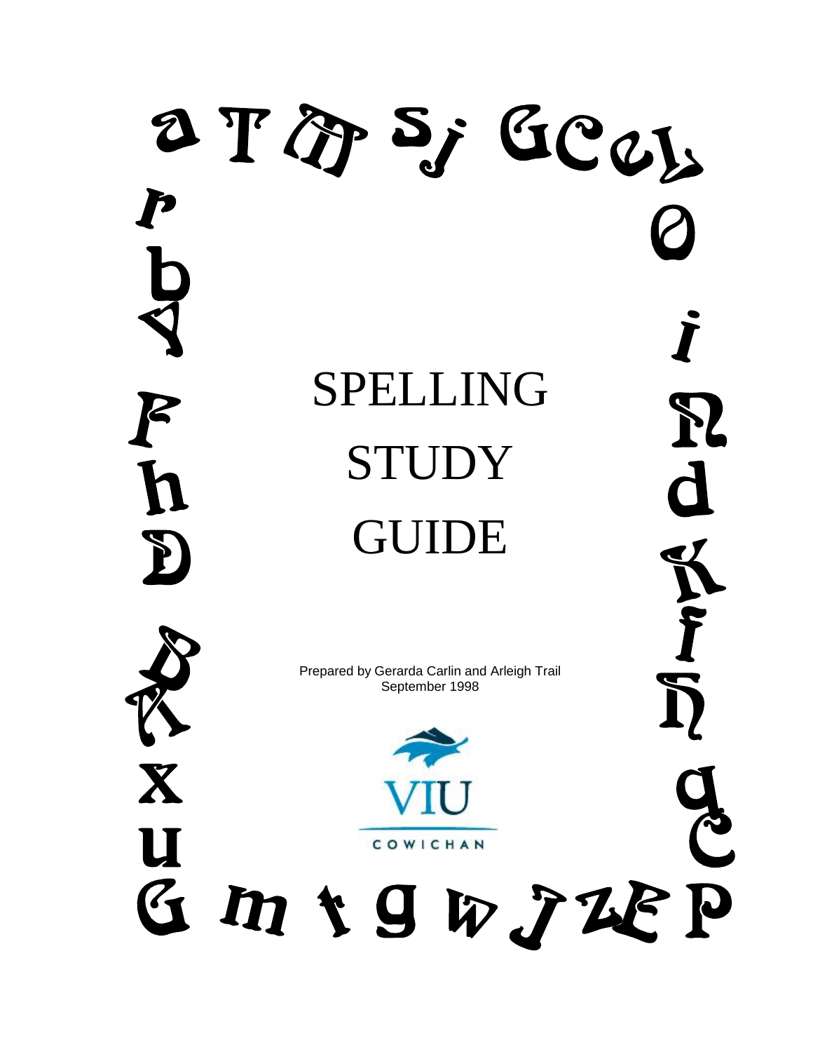# SPELLING STUDY GUIDE

Prepared by Gerarda Carlin and Arleigh Trail
September 1998

VIU
COWICHAN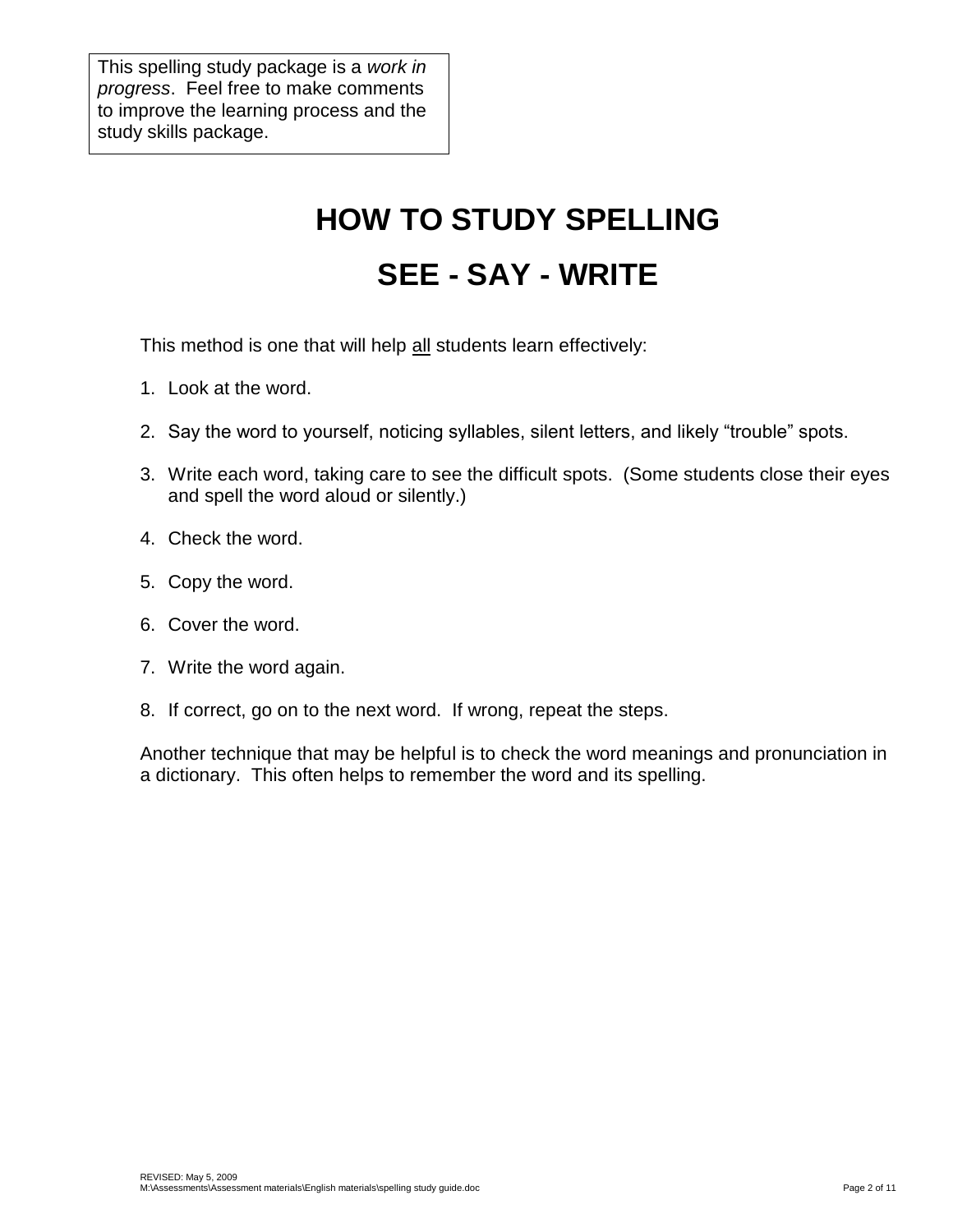This spelling study package is a *work in progress*. Feel free to make comments to improve the learning process and the study skills package.

# HOW TO STUDY SPELLING

# SEE - SAY - WRITE

This method is one that will help <u>all</u> students learn effectively:

1. Look at the word.
2. Say the word to yourself, noticing syllables, silent letters, and likely "trouble" spots.
3. Write each word, taking care to see the difficult spots. (Some students close their eyes and spell the word aloud or silently.)
4. Check the word.
5. Copy the word.
6. Cover the word.
7. Write the word again.
8. If correct, go on to the next word. If wrong, repeat the steps.

Another technique that may be helpful is to check the word meanings and pronunciation in a dictionary. This often helps to remember the word and its spelling.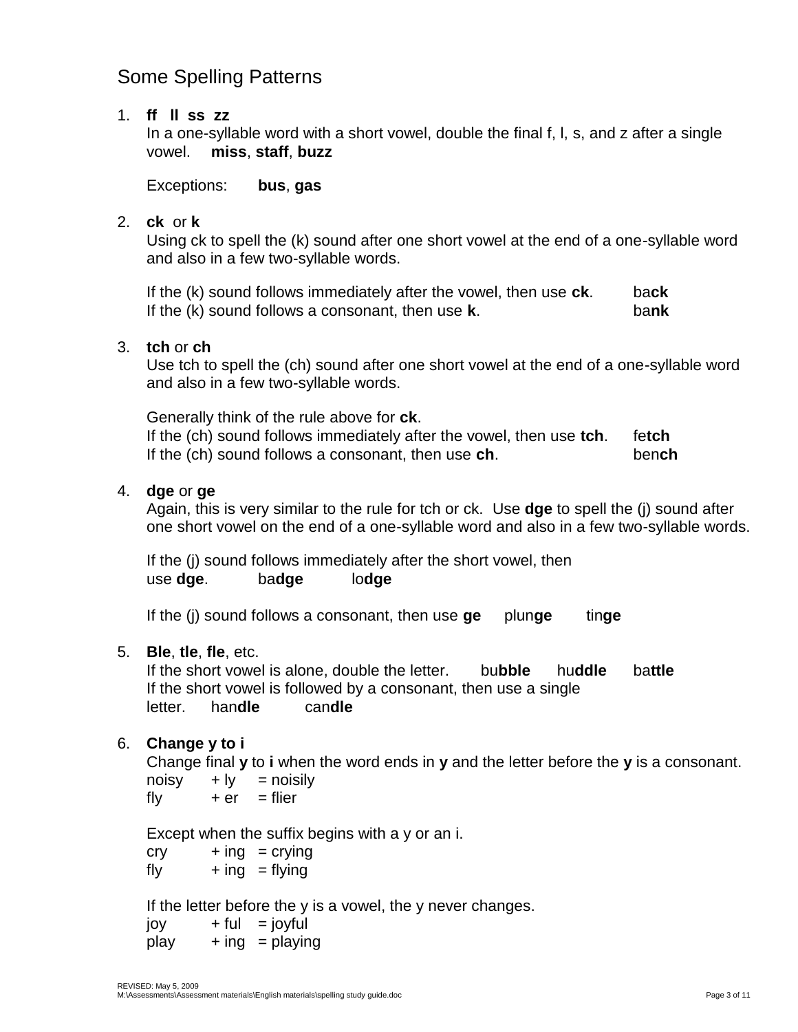# Some Spelling Patterns

1. **ff ll ss zz**
   In a one-syllable word with a short vowel, double the final f, l, s, and z after a single vowel. **miss**, **staff**, **buzz**

   Exceptions: **bus**, **gas**

2. **ck** or **k**
   Using ck to spell the (k) sound after one short vowel at the end of a one-syllable word and also in a few two-syllable words.

   If the (k) sound follows immediately after the vowel, then use **ck**. ba**ck**
   If the (k) sound follows a consonant, then use **k**. ba**nk**

3. **tch** or **ch**
   Use tch to spell the (ch) sound after one short vowel at the end of a one-syllable word and also in a few two-syllable words.

   Generally think of the rule above for **ck**.
   If the (ch) sound follows immediately after the vowel, then use **tch**. fe**tch**
   If the (ch) sound follows a consonant, then use **ch**. ben**ch**

4. **dge** or **ge**
   Again, this is very similar to the rule for tch or ck. Use **dge** to spell the (j) sound after one short vowel on the end of a one-syllable word and also in a few two-syllable words.

   If the (j) sound follows immediately after the short vowel, then use **dge**. ba**dge** lo**dge**

   If the (j) sound follows a consonant, then use **ge** plun**ge** tin**ge**

5. **Ble**, **tle**, **fle**, etc.
   If the short vowel is alone, double the letter. bu**bble** hu**ddle** ba**ttle**
   If the short vowel is followed by a consonant, then use a single letter. han**dle** can**dle**

6. **Change y to i**
   Change final **y** to **i** when the word ends in **y** and the letter before the **y** is a consonant.
   noisy + ly = noisily
   fly + er = flier

   Except when the suffix begins with a y or an i.
   cry + ing = crying
   fly + ing = flying

   If the letter before the y is a vowel, the y never changes.
   joy + ful = joyful
   play + ing = playing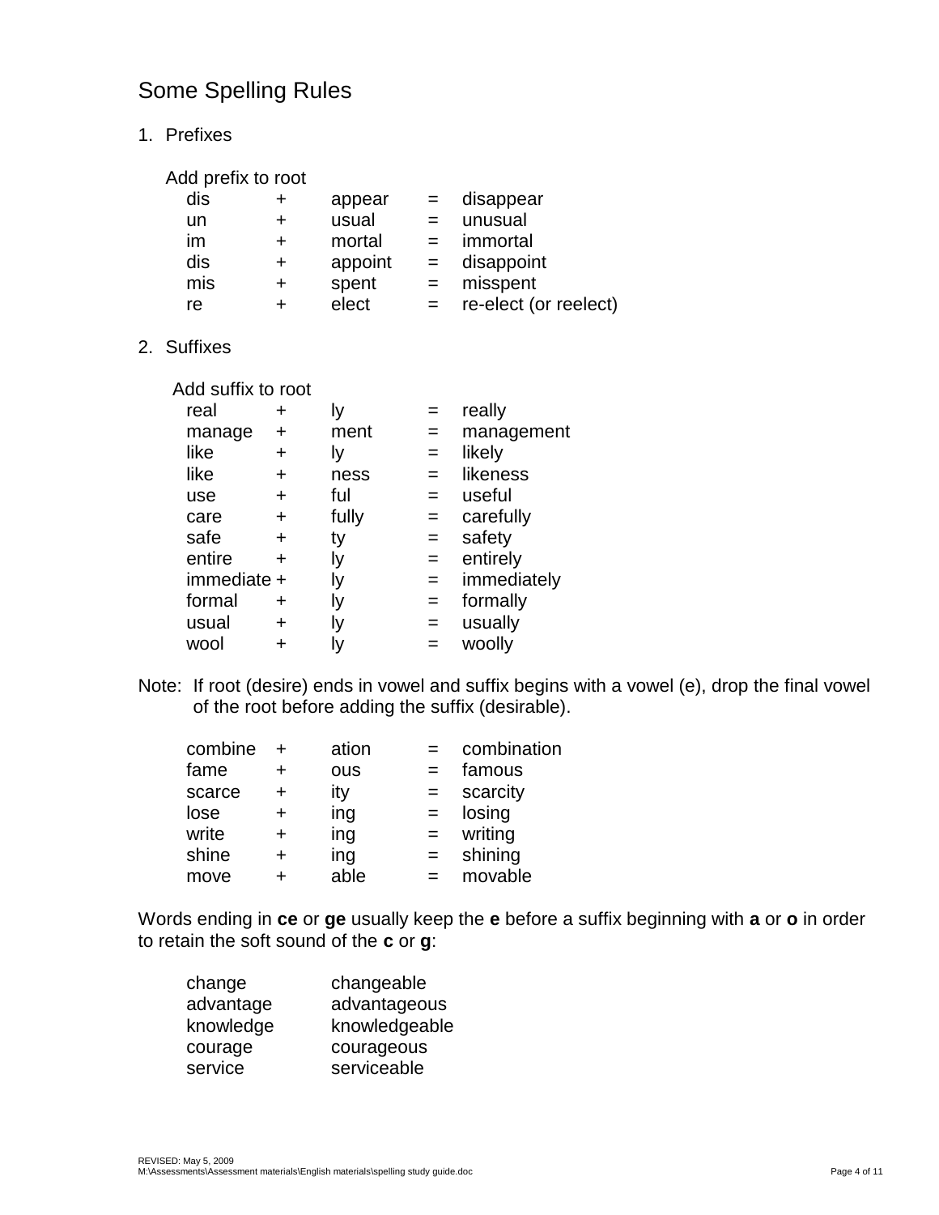# Some Spelling Rules

1. Prefixes

Add prefix to root

| | | | | |
|---|---|---|---|---|
| dis | + | appear | = | disappear |
| un | + | usual | = | unusual |
| im | + | mortal | = | immortal |
| dis | + | appoint | = | disappoint |
| mis | + | spent | = | misspent |
| re | + | elect | = | re-elect (or reelect) |

2. Suffixes

Add suffix to root

| | | | | |
|---|---|---|---|---|
| real | + | ly | = | really |
| manage | + | ment | = | management |
| like | + | ly | = | likely |
| like | + | ness | = | likeness |
| use | + | ful | = | useful |
| care | + | fully | = | carefully |
| safe | + | ty | = | safety |
| entire | + | ly | = | entirely |
| immediate | + | ly | = | immediately |
| formal | + | ly | = | formally |
| usual | + | ly | = | usually |
| wool | + | ly | = | woolly |

Note: If root (desire) ends in vowel and suffix begins with a vowel (e), drop the final vowel of the root before adding the suffix (desirable).

| | | | | |
|---|---|---|---|---|
| combine | + | ation | = | combination |
| fame | + | ous | = | famous |
| scarce | + | ity | = | scarcity |
| lose | + | ing | = | losing |
| write | + | ing | = | writing |
| shine | + | ing | = | shining |
| move | + | able | = | movable |

Words ending in **ce** or **ge** usually keep the **e** before a suffix beginning with **a** or **o** in order to retain the soft sound of the **c** or **g**:

| | |
|---|---|
| change | changeable |
| advantage | advantageous |
| knowledge | knowledgeable |
| courage | courageous |
| service | serviceable |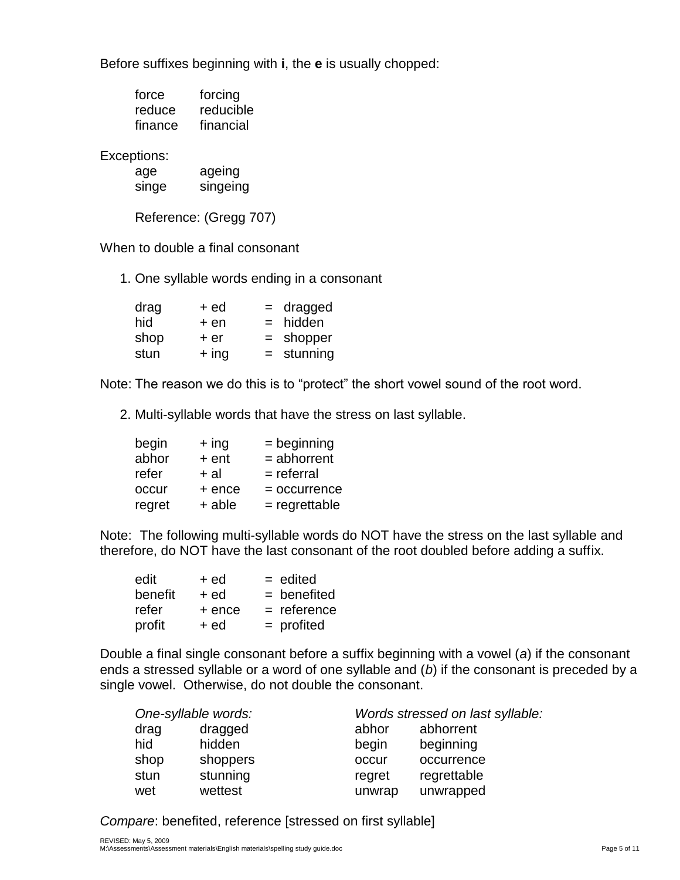Before suffixes beginning with **i**, the **e** is usually chopped:

| | |
|---|---|
| force | forcing |
| reduce | reducible |
| finance | financial |

Exceptions:

| | |
|---|---|
| age | ageing |
| singe | singeing |

Reference: (Gregg 707)

When to double a final consonant

1. One syllable words ending in a consonant

| | | | |
|---|---|---|---|
| drag | + ed | = | dragged |
| hid | + en | = | hidden |
| shop | + er | = | shopper |
| stun | + ing | = | stunning |

Note: The reason we do this is to "protect" the short vowel sound of the root word.

2. Multi-syllable words that have the stress on last syllable.

| | | |
|---|---|---|
| begin | + ing | = beginning |
| abhor | + ent | = abhorrent |
| refer | + al | = referral |
| occur | + ence | = occurrence |
| regret | + able | = regrettable |

Note: The following multi-syllable words do NOT have the stress on the last syllable and therefore, do NOT have the last consonant of the root doubled before adding a suffix.

| | | |
|---|---|---|
| edit | + ed | = edited |
| benefit | + ed | = benefited |
| refer | + ence | = reference |
| profit | + ed | = profited |

Double a final single consonant before a suffix beginning with a vowel (*a*) if the consonant ends a stressed syllable or a word of one syllable and (*b*) if the consonant is preceded by a single vowel. Otherwise, do not double the consonant.

| *One-syllable words:* | | *Words stressed on last syllable:* | |
|---|---|---|---|
| drag | dragged | abhor | abhorrent |
| hid | hidden | begin | beginning |
| shop | shoppers | occur | occurrence |
| stun | stunning | regret | regrettable |
| wet | wettest | unwrap | unwrapped |

*Compare*: benefited, reference [stressed on first syllable]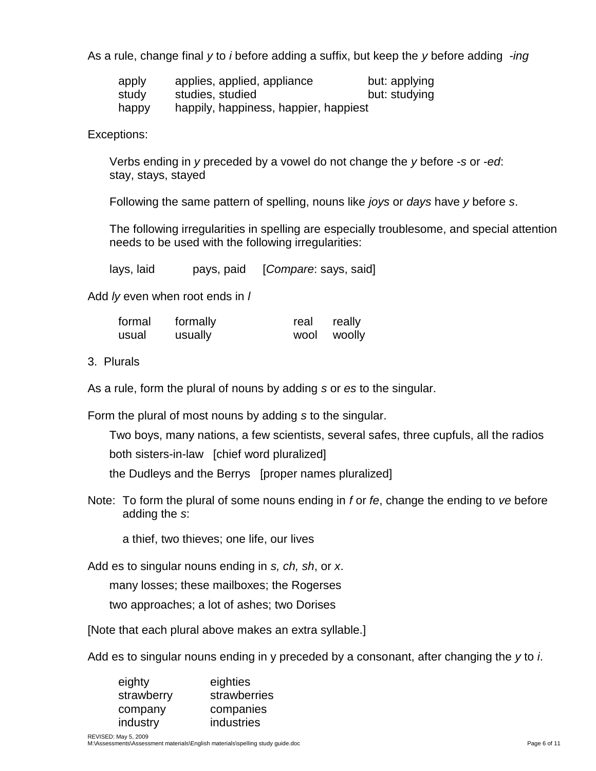As a rule, change final *y* to *i* before adding a suffix, but keep the *y* before adding *-ing*

| | | |
|---|---|---|
| apply | applies, applied, appliance | but: applying |
| study | studies, studied | but: studying |
| happy | happily, happiness, happier, happiest | |

Exceptions:

Verbs ending in *y* preceded by a vowel do not change the *y* before *-s* or *-ed*: stay, stays, stayed

Following the same pattern of spelling, nouns like *joys* or *days* have *y* before *s*.

The following irregularities in spelling are especially troublesome, and special attention needs to be used with the following irregularities:

lays, laid      pays, paid   [*Compare*: says, said]

Add *ly* even when root ends in *l*

| | | | |
|---|---|---|---|
| formal | formally | real | really |
| usual | usually | wool | woolly |

3. Plurals

As a rule, form the plural of nouns by adding *s* or *es* to the singular.

Form the plural of most nouns by adding *s* to the singular.

Two boys, many nations, a few scientists, several safes, three cupfuls, all the radios

both sisters-in-law   [chief word pluralized]

the Dudleys and the Berrys   [proper names pluralized]

Note: To form the plural of some nouns ending in *f* or *fe*, change the ending to *ve* before adding the *s*:

a thief, two thieves; one life, our lives

Add es to singular nouns ending in *s, ch, sh*, or *x*.

many losses; these mailboxes; the Rogerses

two approaches; a lot of ashes; two Dorises

[Note that each plural above makes an extra syllable.]

Add es to singular nouns ending in y preceded by a consonant, after changing the *y* to *i*.

| | |
|---|---|
| eighty | eighties |
| strawberry | strawberries |
| company | companies |
| industry | industries |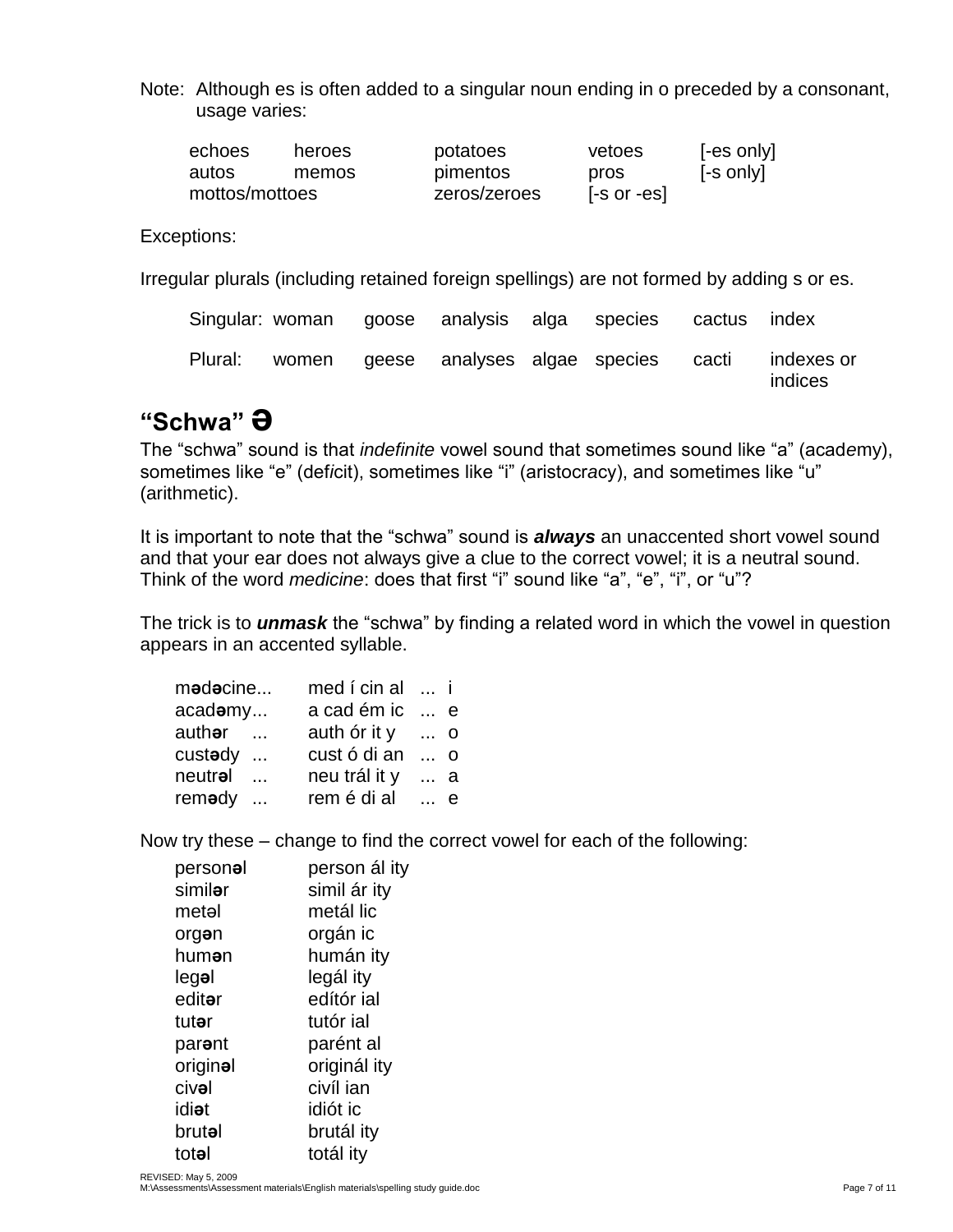Note: Although es is often added to a singular noun ending in o preceded by a consonant, usage varies:

| | | | | |
|---|---|---|---|---|
| echoes | heroes | potatoes | vetoes | [-es only] |
| autos | memos | pimentos | pros | [-s only] |
| mottos/mottoes | | zeros/zeroes | [-s or -es] | |

Exceptions:

Irregular plurals (including retained foreign spellings) are not formed by adding s or es.

| | | | | | | | |
|---|---|---|---|---|---|---|---|
| Singular: | woman | goose | analysis | alga | species | cactus | index |
| Plural: | women | geese | analyses | algae | species | cacti | indexes or indices |

## "Schwa" Ə

The "schwa" sound is that *indefinite* vowel sound that sometimes sound like "a" (acad*e*my), sometimes like "e" (def*i*cit), sometimes like "i" (aristocr*a*cy), and sometimes like "u" (arithmetic).

It is important to note that the "schwa" sound is ***always*** an unaccented short vowel sound and that your ear does not always give a clue to the correct vowel; it is a neutral sound. Think of the word *medicine*: does that first "i" sound like "a", "e", "i", or "u"?

The trick is to ***unmask*** the "schwa" by finding a related word in which the vowel in question appears in an accented syllable.

| | | |
|---|---|---|
| m**ə**d**ə**cine... | med í cin al | ... i |
| acad**ə**my... | a cad ém ic | ... e |
| auth**ə**r ... | auth ór it y | ... o |
| cust**ə**dy ... | cust ó di an | ... o |
| neutr**ə**l ... | neu trál it y | ... a |
| rem**ə**dy ... | rem é di al | ... e |

Now try these – change to find the correct vowel for each of the following:

| | |
|---|---|
| person**ə**l | person ál ity |
| simil**ə**r | simil ár ity |
| met**ə**l | metál lic |
| org**ə**n | orgán ic |
| hum**ə**n | humán ity |
| leg**ə**l | legál ity |
| edit**ə**r | edítór ial |
| tut**ə**r | tutór ial |
| par**ə**nt | parént al |
| origin**ə**l | originál ity |
| civ**ə**l | civíl ian |
| idi**ə**t | idiót ic |
| brut**ə**l | brutál ity |
| tot**ə**l | totál ity |

REVISED: May 5, 2009
M:\Assessments\Assessment materials\English materials\spelling study guide.doc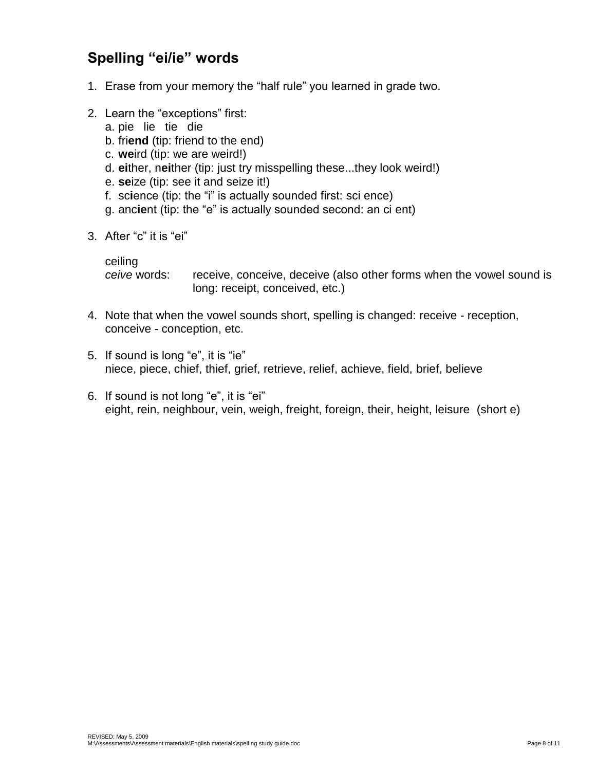## Spelling "ei/ie" words

1. Erase from your memory the "half rule" you learned in grade two.

2. Learn the "exceptions" first:
   a. pie lie tie die
   b. fri**end** (tip: friend to the end)
   c. **we**ird (tip: we are weird!)
   d. **ei**ther, n**ei**ther (tip: just try misspelling these...they look weird!)
   e. **se**ize (tip: see it and seize it!)
   f. sc**i**ence (tip: the "i" is actually sounded first: sci ence)
   g. anc**ie**nt (tip: the "e" is actually sounded second: an ci ent)

3. After "c" it is "ei"

   ceiling
   *ceive* words: receive, conceive, deceive (also other forms when the vowel sound is long: receipt, conceived, etc.)

4. Note that when the vowel sounds short, spelling is changed: receive - reception, conceive - conception, etc.

5. If sound is long "e", it is "ie"
   niece, piece, chief, thief, grief, retrieve, relief, achieve, field, brief, believe

6. If sound is not long "e", it is "ei"
   eight, rein, neighbour, vein, weigh, freight, foreign, their, height, leisure (short e)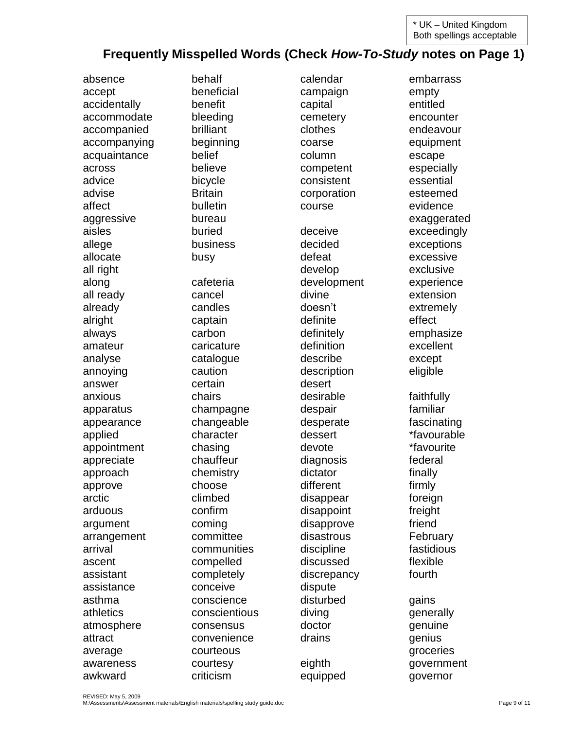* UK – United Kingdom
Both spellings acceptable

## Frequently Misspelled Words (Check *How-To-Study* notes on Page 1)

absence
accept
accidentally
accommodate
accompanied
accompanying
acquaintance
across
advice
advise
affect
aggressive
aisles
allege
allocate
all right
along
all ready
already
alright
always
amateur
analyse
annoying
answer
anxious
apparatus
appearance
applied
appointment
appreciate
approach
approve
arctic
arduous
argument
arrangement
arrival
ascent
assistant
assistance
asthma
athletics
atmosphere
attract
average
awareness
awkward

behalf
beneficial
benefit
bleeding
brilliant
beginning
belief
believe
bicycle
Britain
bulletin
bureau
buried
business
busy

cafeteria
cancel
candles
captain
carbon
caricature
catalogue
caution
certain
chairs
champagne
changeable
character
chasing
chauffeur
chemistry
choose
climbed
confirm
coming
committee
communities
compelled
completely
conceive
conscience
conscientious
consensus
convenience
courteous
courtesy
criticism

calendar
campaign
capital
cemetery
clothes
coarse
column
competent
consistent
corporation
course

deceive
decided
defeat
develop
development
divine
doesn't
definite
definitely
definition
describe
description
desert
desirable
despair
desperate
dessert
devote
diagnosis
dictator
different
disappear
disappoint
disapprove
disastrous
discipline
discussed
discrepancy
dispute
disturbed
diving
doctor
drains

eighth
equipped

embarrass
empty
entitled
encounter
endeavour
equipment
escape
especially
essential
esteemed
evidence
exaggerated
exceedingly
exceptions
excessive
exclusive
experience
extension
extremely
effect
emphasize
excellent
except
eligible

faithfully
familiar
fascinating
*favourable
*favourite
federal
finally
firmly
foreign
freight
friend
February
fastidious
flexible
fourth

gains
generally
genuine
genius
groceries
government
governor

REVISED: May 5, 2009
M:\Assessments\Assessment materials\English materials\spelling study guide.doc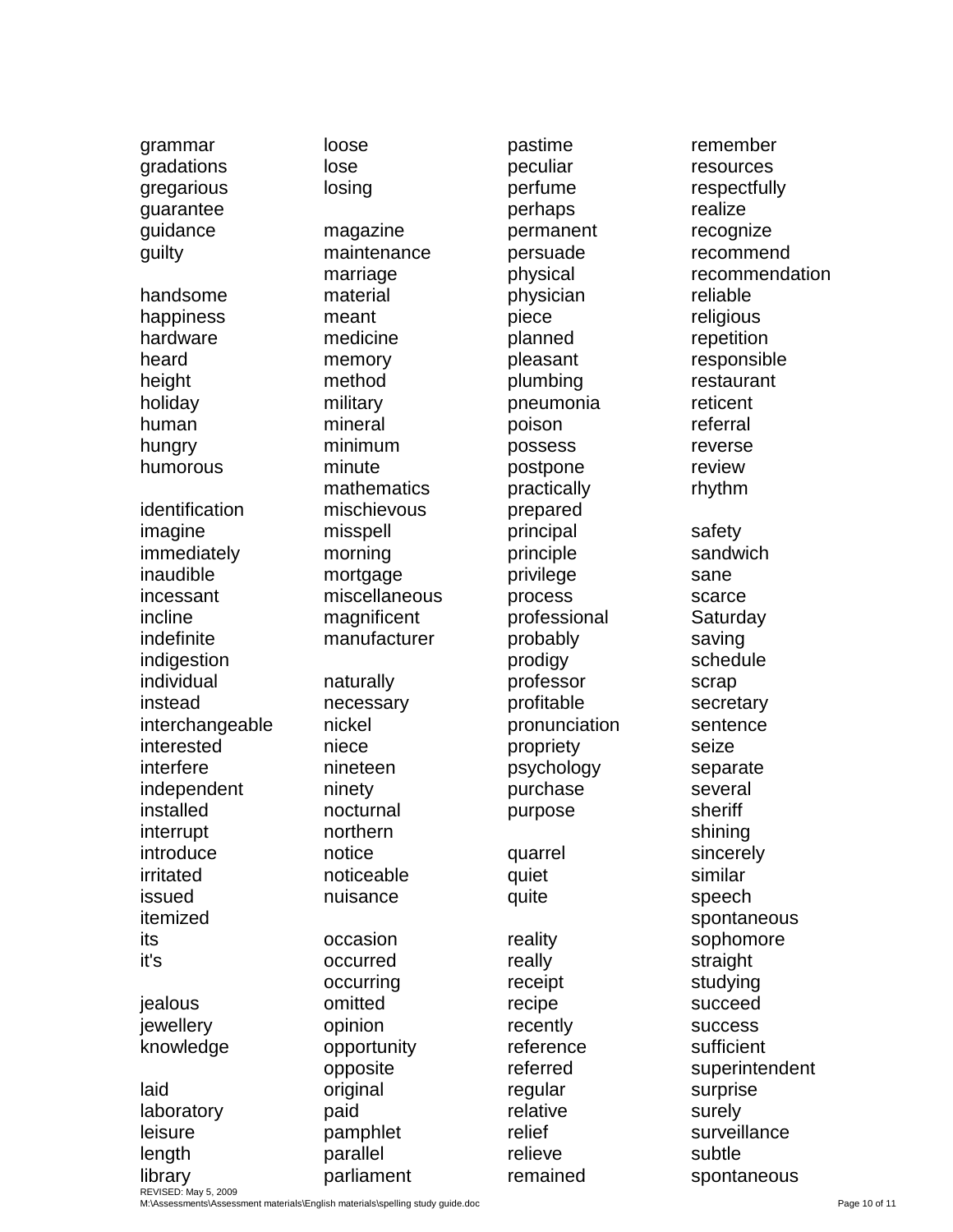grammar
gradations
gregarious
guarantee
guidance
guilty

handsome
happiness
hardware
heard
height
holiday
human
hungry
humorous

identification
imagine
immediately
inaudible
incessant
incline
indefinite
indigestion
individual
instead
interchangeable
interested
interfere
independent
installed
interrupt
introduce
irritated
issued
itemized
its
it's

jealous
jewellery
knowledge

laid
laboratory
leisure
length
library
loose
lose
losing

magazine
maintenance
marriage
material
meant
medicine
memory
method
military
mineral
minimum
minute
mathematics
mischievous
misspell
morning
mortgage
miscellaneous
magnificent
manufacturer

naturally
necessary
nickel
niece
nineteen
ninety
nocturnal
northern
notice
noticeable
nuisance

occasion
occurred
occurring
omitted
opinion
opportunity
opposite
original
paid
pamphlet
parallel
parliament
pastime
peculiar
perfume
perhaps
permanent
persuade
physical
physician
piece
planned
pleasant
plumbing
pneumonia
poison
possess
postpone
practically
prepared
principal
principle
privilege
process
professional
probably
prodigy
professor
profitable
pronunciation
propriety
psychology
purchase
purpose

quarrel
quiet
quite

reality
really
receipt
recipe
recently
reference
referred
regular
relative
relief
relieve
remained
remember
resources
respectfully
realize
recognize
recommend
recommendation
reliable
religious
repetition
responsible
restaurant
reticent
referral
reverse
review
rhythm

safety
sandwich
sane
scarce
Saturday
saving
schedule
scrap
secretary
sentence
seize
separate
several
sheriff
shining
sincerely
similar
speech
spontaneous
sophomore
straight
studying
succeed
success
sufficient
superintendent
surprise
surely
surveillance
subtle
spontaneous

REVISED: May 5, 2009
M:\Assessments\Assessment materials\English materials\spelling study guide.doc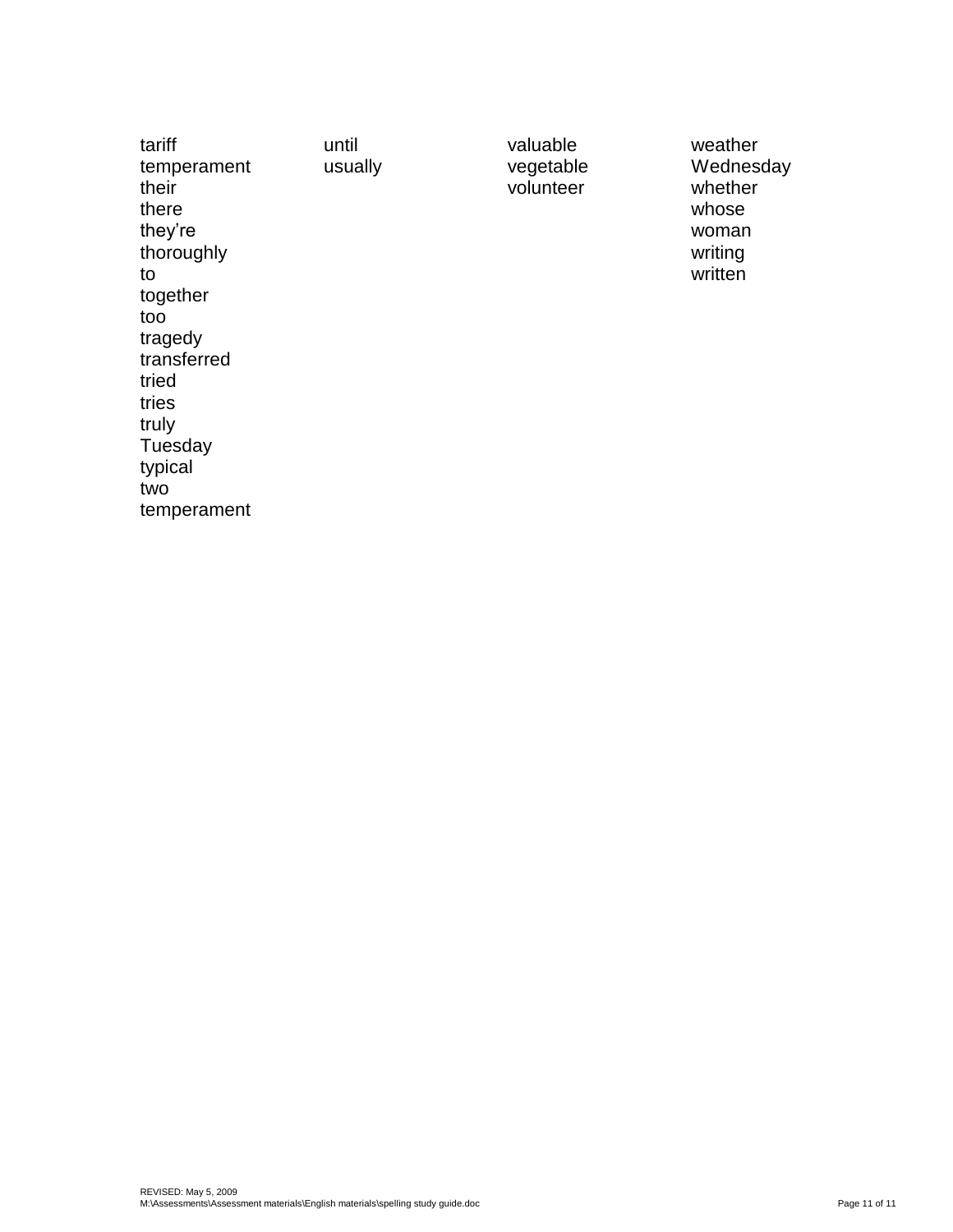tariff
temperament
their
there
they’re
thoroughly
to
together
too
tragedy
transferred
tried
tries
truly
Tuesday
typical
two
temperament

until
usually

valuable
vegetable
volunteer

weather
Wednesday
whether
whose
woman
writing
written